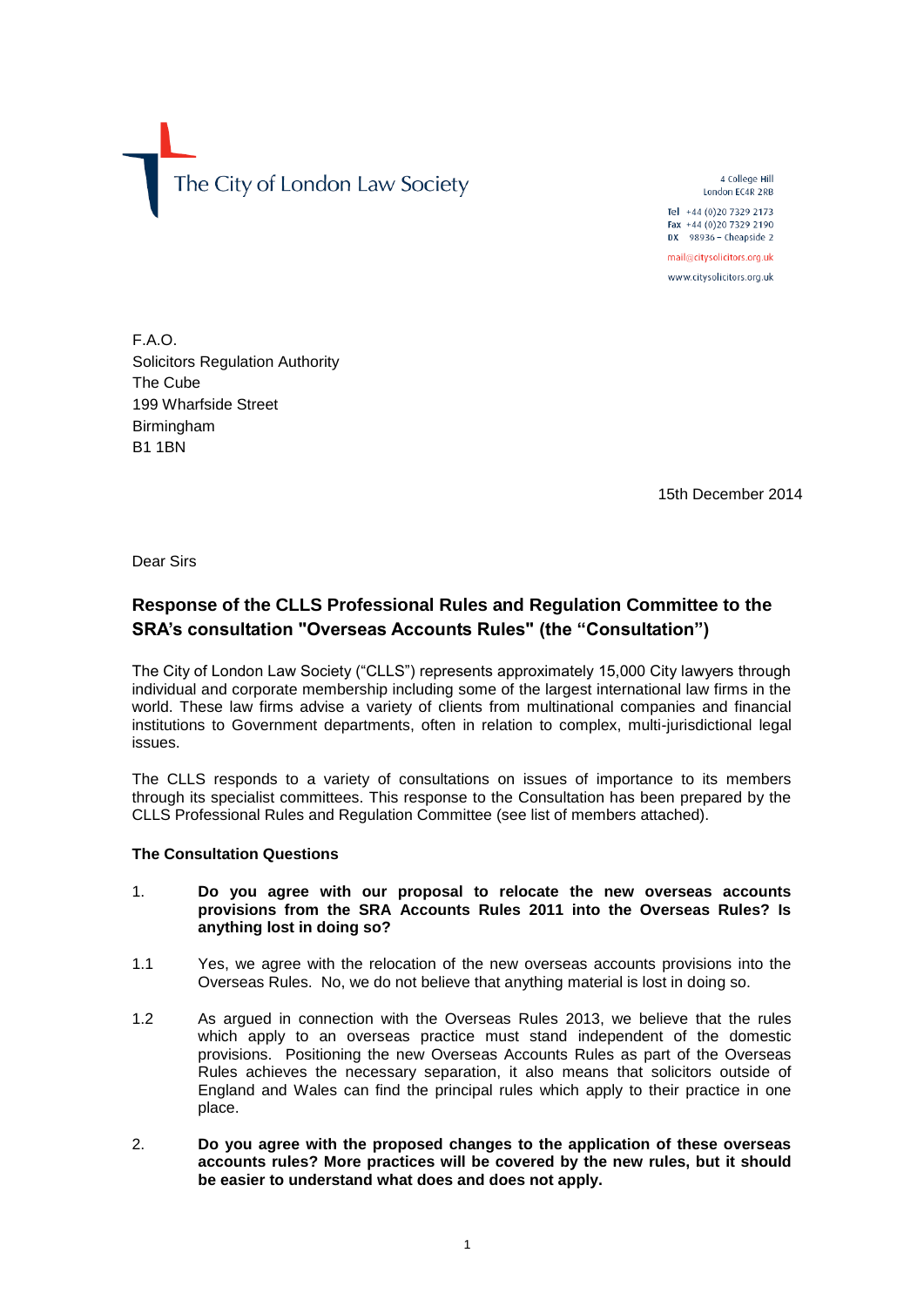The City of London Law Society

4 College Hill
London EC4R 2RB

Tel +44 (0)20 7329 2173
Fax +44 (0)20 7329 2190
DX 98936 – Cheapside 2

mail@citysolicitors.org.uk

www.citysolicitors.org.uk

F.A.O.
Solicitors Regulation Authority
The Cube
199 Wharfside Street
Birmingham
B1 1BN

15th December 2014

Dear Sirs

## Response of the CLLS Professional Rules and Regulation Committee to the SRA's consultation "Overseas Accounts Rules" (the "Consultation")

The City of London Law Society ("CLLS") represents approximately 15,000 City lawyers through individual and corporate membership including some of the largest international law firms in the world. These law firms advise a variety of clients from multinational companies and financial institutions to Government departments, often in relation to complex, multi-jurisdictional legal issues.

The CLLS responds to a variety of consultations on issues of importance to its members through its specialist committees. This response to the Consultation has been prepared by the CLLS Professional Rules and Regulation Committee (see list of members attached).

**The Consultation Questions**

1. **Do you agree with our proposal to relocate the new overseas accounts provisions from the SRA Accounts Rules 2011 into the Overseas Rules? Is anything lost in doing so?**

1.1 Yes, we agree with the relocation of the new overseas accounts provisions into the Overseas Rules. No, we do not believe that anything material is lost in doing so.

1.2 As argued in connection with the Overseas Rules 2013, we believe that the rules which apply to an overseas practice must stand independent of the domestic provisions. Positioning the new Overseas Accounts Rules as part of the Overseas Rules achieves the necessary separation, it also means that solicitors outside of England and Wales can find the principal rules which apply to their practice in one place.

2. **Do you agree with the proposed changes to the application of these overseas accounts rules? More practices will be covered by the new rules, but it should be easier to understand what does and does not apply.**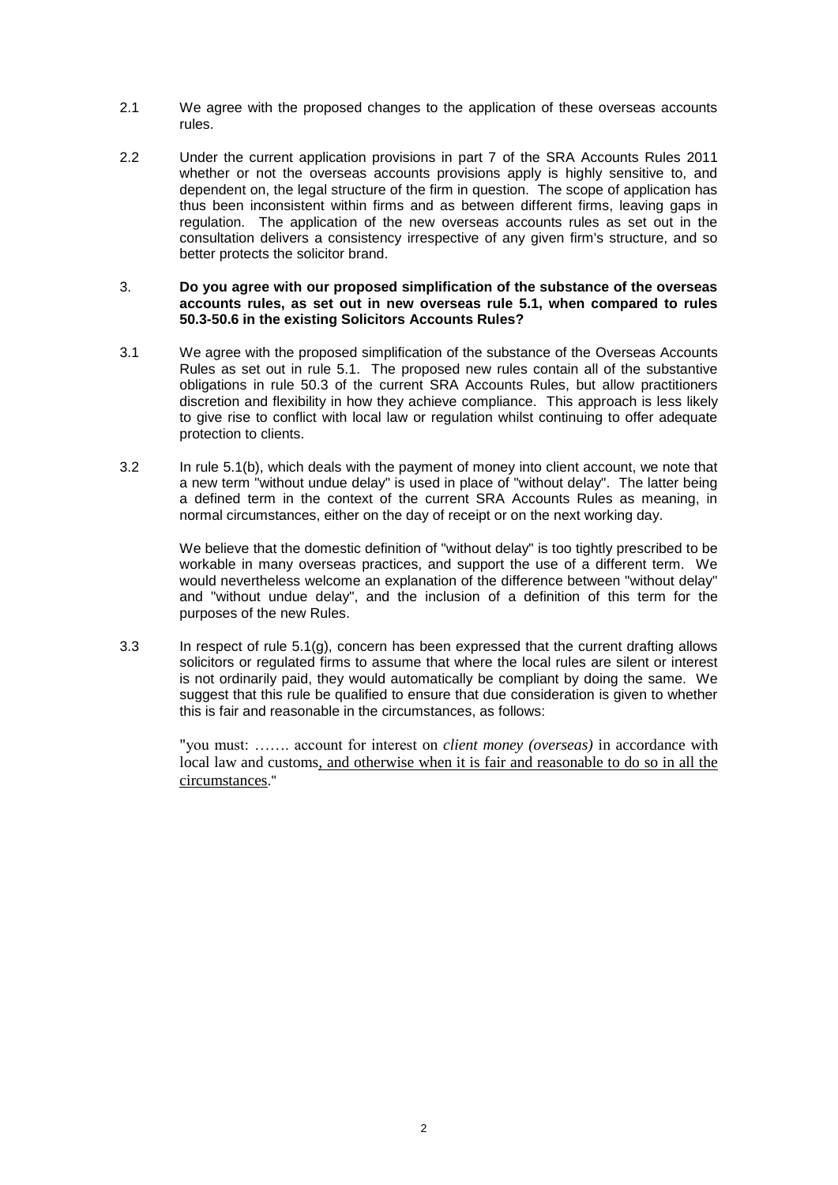2.1 We agree with the proposed changes to the application of these overseas accounts rules.

2.2 Under the current application provisions in part 7 of the SRA Accounts Rules 2011 whether or not the overseas accounts provisions apply is highly sensitive to, and dependent on, the legal structure of the firm in question. The scope of application has thus been inconsistent within firms and as between different firms, leaving gaps in regulation. The application of the new overseas accounts rules as set out in the consultation delivers a consistency irrespective of any given firm's structure, and so better protects the solicitor brand.

3. **Do you agree with our proposed simplification of the substance of the overseas accounts rules, as set out in new overseas rule 5.1, when compared to rules 50.3-50.6 in the existing Solicitors Accounts Rules?**

3.1 We agree with the proposed simplification of the substance of the Overseas Accounts Rules as set out in rule 5.1. The proposed new rules contain all of the substantive obligations in rule 50.3 of the current SRA Accounts Rules, but allow practitioners discretion and flexibility in how they achieve compliance. This approach is less likely to give rise to conflict with local law or regulation whilst continuing to offer adequate protection to clients.

3.2 In rule 5.1(b), which deals with the payment of money into client account, we note that a new term "without undue delay" is used in place of "without delay". The latter being a defined term in the context of the current SRA Accounts Rules as meaning, in normal circumstances, either on the day of receipt or on the next working day.

We believe that the domestic definition of "without delay" is too tightly prescribed to be workable in many overseas practices, and support the use of a different term. We would nevertheless welcome an explanation of the difference between "without delay" and "without undue delay", and the inclusion of a definition of this term for the purposes of the new Rules.

3.3 In respect of rule 5.1(g), concern has been expressed that the current drafting allows solicitors or regulated firms to assume that where the local rules are silent or interest is not ordinarily paid, they would automatically be compliant by doing the same. We suggest that this rule be qualified to ensure that due consideration is given to whether this is fair and reasonable in the circumstances, as follows:

"you must: ……. account for interest on *client money (overseas)* in accordance with local law and customs<u>, and otherwise when it is fair and reasonable to do so in all the circumstances</u>."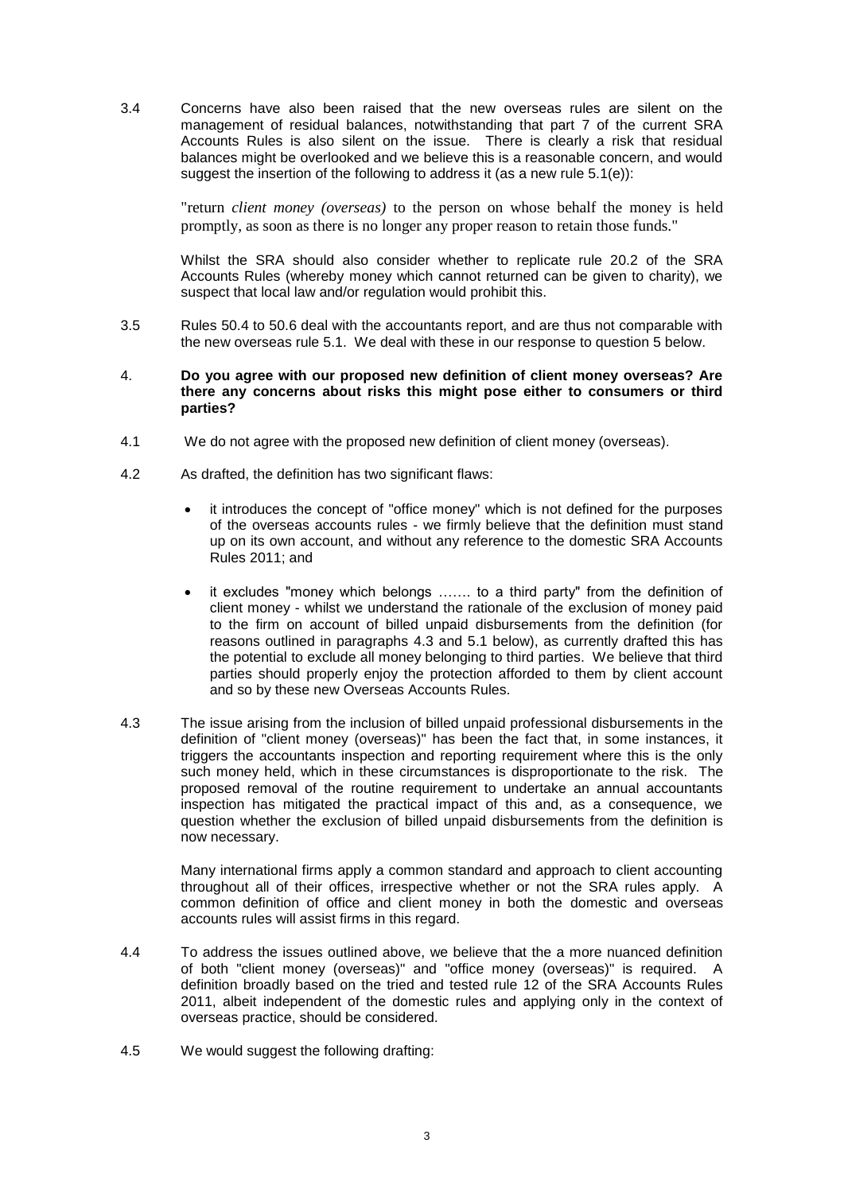3.4 Concerns have also been raised that the new overseas rules are silent on the management of residual balances, notwithstanding that part 7 of the current SRA Accounts Rules is also silent on the issue. There is clearly a risk that residual balances might be overlooked and we believe this is a reasonable concern, and would suggest the insertion of the following to address it (as a new rule 5.1(e)):

> "return *client money (overseas)* to the person on whose behalf the money is held promptly, as soon as there is no longer any proper reason to retain those funds."

Whilst the SRA should also consider whether to replicate rule 20.2 of the SRA Accounts Rules (whereby money which cannot returned can be given to charity), we suspect that local law and/or regulation would prohibit this.

3.5 Rules 50.4 to 50.6 deal with the accountants report, and are thus not comparable with the new overseas rule 5.1. We deal with these in our response to question 5 below.

4. **Do you agree with our proposed new definition of client money overseas? Are there any concerns about risks this might pose either to consumers or third parties?**

4.1 We do not agree with the proposed new definition of client money (overseas).

4.2 As drafted, the definition has two significant flaws:

- it introduces the concept of "office money" which is not defined for the purposes of the overseas accounts rules - we firmly believe that the definition must stand up on its own account, and without any reference to the domestic SRA Accounts Rules 2011; and
- it excludes "money which belongs ……. to a third party" from the definition of client money - whilst we understand the rationale of the exclusion of money paid to the firm on account of billed unpaid disbursements from the definition (for reasons outlined in paragraphs 4.3 and 5.1 below), as currently drafted this has the potential to exclude all money belonging to third parties. We believe that third parties should properly enjoy the protection afforded to them by client account and so by these new Overseas Accounts Rules.

4.3 The issue arising from the inclusion of billed unpaid professional disbursements in the definition of "client money (overseas)" has been the fact that, in some instances, it triggers the accountants inspection and reporting requirement where this is the only such money held, which in these circumstances is disproportionate to the risk. The proposed removal of the routine requirement to undertake an annual accountants inspection has mitigated the practical impact of this and, as a consequence, we question whether the exclusion of billed unpaid disbursements from the definition is now necessary.

Many international firms apply a common standard and approach to client accounting throughout all of their offices, irrespective whether or not the SRA rules apply. A common definition of office and client money in both the domestic and overseas accounts rules will assist firms in this regard.

4.4 To address the issues outlined above, we believe that the a more nuanced definition of both "client money (overseas)" and "office money (overseas)" is required. A definition broadly based on the tried and tested rule 12 of the SRA Accounts Rules 2011, albeit independent of the domestic rules and applying only in the context of overseas practice, should be considered.

4.5 We would suggest the following drafting: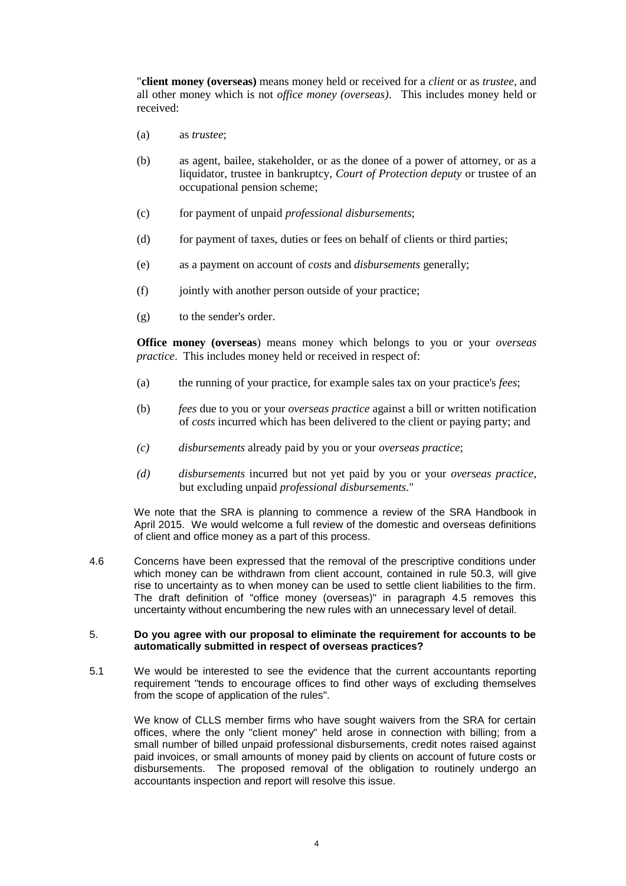"**client money (overseas)** means money held or received for a *client* or as *trustee*, and all other money which is not *office money (overseas)*. This includes money held or received:

(a) as *trustee*;

(b) as agent, bailee, stakeholder, or as the donee of a power of attorney, or as a liquidator, trustee in bankruptcy, *Court of Protection deputy* or trustee of an occupational pension scheme;

(c) for payment of unpaid *professional disbursements*;

(d) for payment of taxes, duties or fees on behalf of clients or third parties;

(e) as a payment on account of *costs* and *disbursements* generally;

(f) jointly with another person outside of your practice;

(g) to the sender's order.

**Office money (overseas**) means money which belongs to you or your *overseas practice*. This includes money held or received in respect of:

(a) the running of your practice, for example sales tax on your practice's *fees*;

(b) *fees* due to you or your *overseas practice* against a bill or written notification of *costs* incurred which has been delivered to the client or paying party; and

*(c)* *disbursements* already paid by you or your *overseas practice*;

*(d)* *disbursements* incurred but not yet paid by you or your *overseas practice*, but excluding unpaid *professional disbursements*."

We note that the SRA is planning to commence a review of the SRA Handbook in April 2015. We would welcome a full review of the domestic and overseas definitions of client and office money as a part of this process.

4.6 Concerns have been expressed that the removal of the prescriptive conditions under which money can be withdrawn from client account, contained in rule 50.3, will give rise to uncertainty as to when money can be used to settle client liabilities to the firm. The draft definition of "office money (overseas)" in paragraph 4.5 removes this uncertainty without encumbering the new rules with an unnecessary level of detail.

5. **Do you agree with our proposal to eliminate the requirement for accounts to be automatically submitted in respect of overseas practices?**

5.1 We would be interested to see the evidence that the current accountants reporting requirement "tends to encourage offices to find other ways of excluding themselves from the scope of application of the rules".

We know of CLLS member firms who have sought waivers from the SRA for certain offices, where the only "client money" held arose in connection with billing; from a small number of billed unpaid professional disbursements, credit notes raised against paid invoices, or small amounts of money paid by clients on account of future costs or disbursements. The proposed removal of the obligation to routinely undergo an accountants inspection and report will resolve this issue.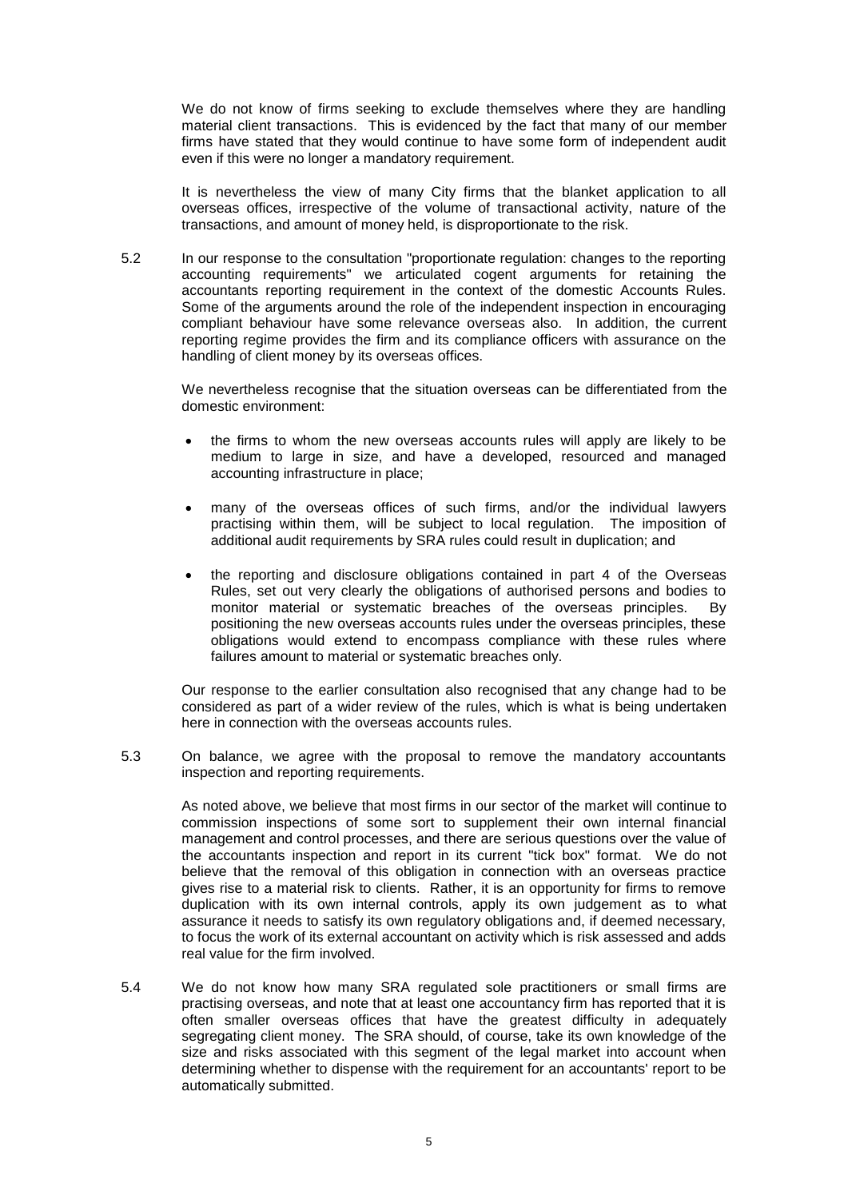We do not know of firms seeking to exclude themselves where they are handling material client transactions. This is evidenced by the fact that many of our member firms have stated that they would continue to have some form of independent audit even if this were no longer a mandatory requirement.

It is nevertheless the view of many City firms that the blanket application to all overseas offices, irrespective of the volume of transactional activity, nature of the transactions, and amount of money held, is disproportionate to the risk.

5.2 In our response to the consultation "proportionate regulation: changes to the reporting accounting requirements" we articulated cogent arguments for retaining the accountants reporting requirement in the context of the domestic Accounts Rules. Some of the arguments around the role of the independent inspection in encouraging compliant behaviour have some relevance overseas also. In addition, the current reporting regime provides the firm and its compliance officers with assurance on the handling of client money by its overseas offices.

We nevertheless recognise that the situation overseas can be differentiated from the domestic environment:

- the firms to whom the new overseas accounts rules will apply are likely to be medium to large in size, and have a developed, resourced and managed accounting infrastructure in place;
- many of the overseas offices of such firms, and/or the individual lawyers practising within them, will be subject to local regulation. The imposition of additional audit requirements by SRA rules could result in duplication; and
- the reporting and disclosure obligations contained in part 4 of the Overseas Rules, set out very clearly the obligations of authorised persons and bodies to monitor material or systematic breaches of the overseas principles. By positioning the new overseas accounts rules under the overseas principles, these obligations would extend to encompass compliance with these rules where failures amount to material or systematic breaches only.

Our response to the earlier consultation also recognised that any change had to be considered as part of a wider review of the rules, which is what is being undertaken here in connection with the overseas accounts rules.

5.3 On balance, we agree with the proposal to remove the mandatory accountants inspection and reporting requirements.

As noted above, we believe that most firms in our sector of the market will continue to commission inspections of some sort to supplement their own internal financial management and control processes, and there are serious questions over the value of the accountants inspection and report in its current "tick box" format. We do not believe that the removal of this obligation in connection with an overseas practice gives rise to a material risk to clients. Rather, it is an opportunity for firms to remove duplication with its own internal controls, apply its own judgement as to what assurance it needs to satisfy its own regulatory obligations and, if deemed necessary, to focus the work of its external accountant on activity which is risk assessed and adds real value for the firm involved.

5.4 We do not know how many SRA regulated sole practitioners or small firms are practising overseas, and note that at least one accountancy firm has reported that it is often smaller overseas offices that have the greatest difficulty in adequately segregating client money. The SRA should, of course, take its own knowledge of the size and risks associated with this segment of the legal market into account when determining whether to dispense with the requirement for an accountants' report to be automatically submitted.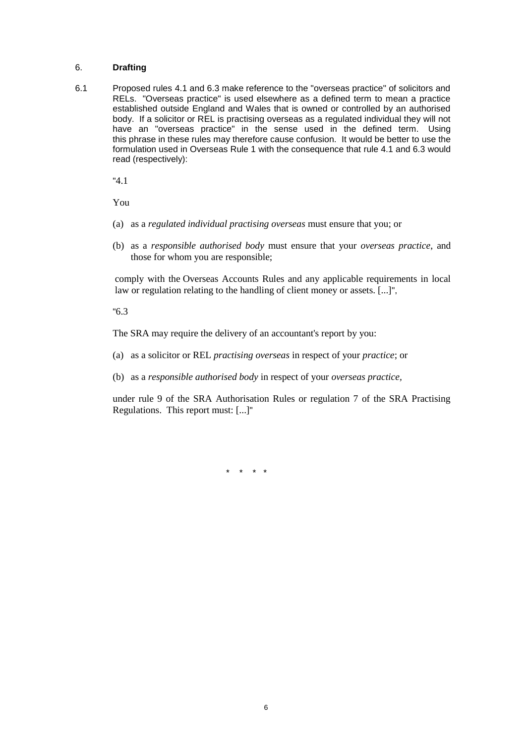## 6. Drafting

6.1 Proposed rules 4.1 and 6.3 make reference to the "overseas practice" of solicitors and RELs. "Overseas practice" is used elsewhere as a defined term to mean a practice established outside England and Wales that is owned or controlled by an authorised body. If a solicitor or REL is practising overseas as a regulated individual they will not have an "overseas practice" in the sense used in the defined term. Using this phrase in these rules may therefore cause confusion. It would be better to use the formulation used in Overseas Rule 1 with the consequence that rule 4.1 and 6.3 would read (respectively):

"4.1

You

(a) as a *regulated individual practising overseas* must ensure that you; or

(b) as a *responsible authorised body* must ensure that your *overseas practice*, and those for whom you are responsible;

comply with the Overseas Accounts Rules and any applicable requirements in local law or regulation relating to the handling of client money or assets. [...]",

"6.3

The SRA may require the delivery of an accountant's report by you:

(a) as a solicitor or REL *practising overseas* in respect of your *practice*; or

(b) as a *responsible authorised body* in respect of your *overseas practice*,

under rule 9 of the SRA Authorisation Rules or regulation 7 of the SRA Practising Regulations. This report must: [...]"

\* \* \* \*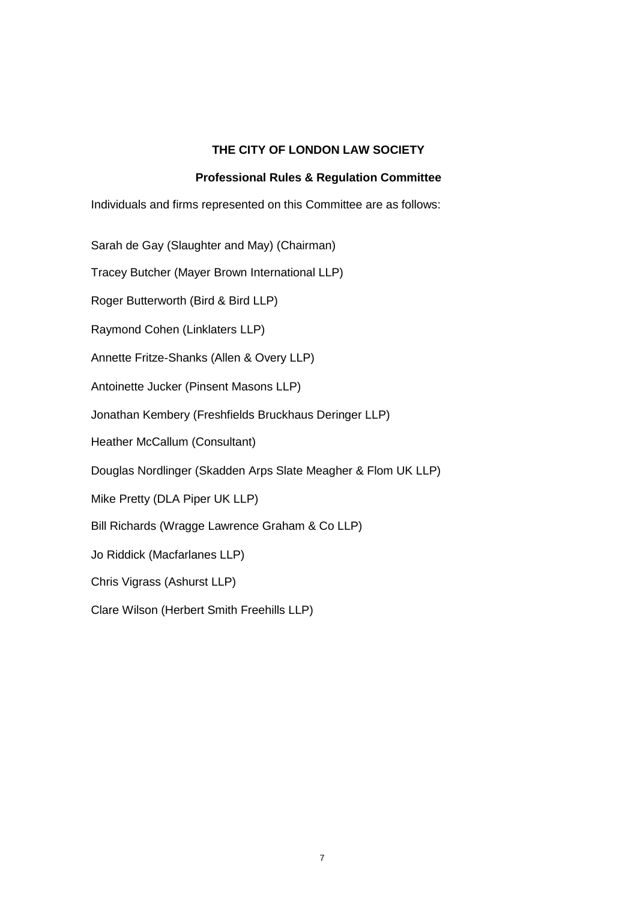**THE CITY OF LONDON LAW SOCIETY**

**Professional Rules & Regulation Committee**

Individuals and firms represented on this Committee are as follows:

Sarah de Gay (Slaughter and May) (Chairman)

Tracey Butcher (Mayer Brown International LLP)

Roger Butterworth (Bird & Bird LLP)

Raymond Cohen (Linklaters LLP)

Annette Fritze-Shanks (Allen & Overy LLP)

Antoinette Jucker (Pinsent Masons LLP)

Jonathan Kembery (Freshfields Bruckhaus Deringer LLP)

Heather McCallum (Consultant)

Douglas Nordlinger (Skadden Arps Slate Meagher & Flom UK LLP)

Mike Pretty (DLA Piper UK LLP)

Bill Richards (Wragge Lawrence Graham & Co LLP)

Jo Riddick (Macfarlanes LLP)

Chris Vigrass (Ashurst LLP)

Clare Wilson (Herbert Smith Freehills LLP)